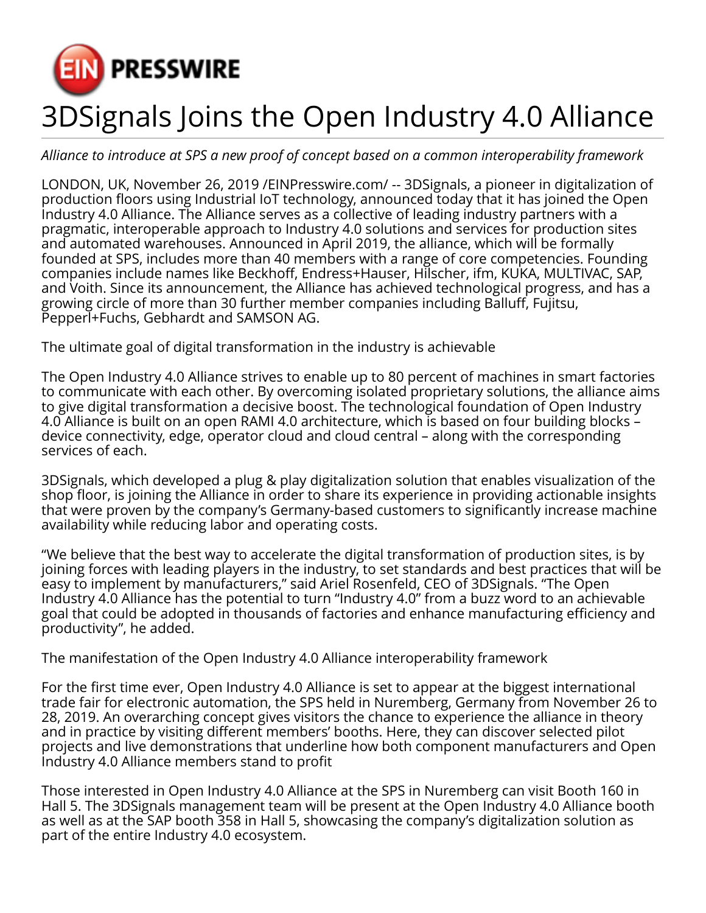EIN PRESSWIRE

# 3DSignals Joins the Open Industry 4.0 Alliance

*Alliance to introduce at SPS a new proof of concept based on a common interoperability framework*

LONDON, UK, November 26, 2019 /EINPresswire.com/ -- 3DSignals, a pioneer in digitalization of production floors using Industrial IoT technology, announced today that it has joined the Open Industry 4.0 Alliance. The Alliance serves as a collective of leading industry partners with a pragmatic, interoperable approach to Industry 4.0 solutions and services for production sites and automated warehouses. Announced in April 2019, the alliance, which will be formally founded at SPS, includes more than 40 members with a range of core competencies. Founding companies include names like Beckhoff, Endress+Hauser, Hilscher, ifm, KUKA, MULTIVAC, SAP, and Voith. Since its announcement, the Alliance has achieved technological progress, and has a growing circle of more than 30 further member companies including Balluff, Fujitsu, Pepperl+Fuchs, Gebhardt and SAMSON AG.

The ultimate goal of digital transformation in the industry is achievable

The Open Industry 4.0 Alliance strives to enable up to 80 percent of machines in smart factories to communicate with each other. By overcoming isolated proprietary solutions, the alliance aims to give digital transformation a decisive boost. The technological foundation of Open Industry 4.0 Alliance is built on an open RAMI 4.0 architecture, which is based on four building blocks – device connectivity, edge, operator cloud and cloud central – along with the corresponding services of each.

3DSignals, which developed a plug & play digitalization solution that enables visualization of the shop floor, is joining the Alliance in order to share its experience in providing actionable insights that were proven by the company's Germany-based customers to significantly increase machine availability while reducing labor and operating costs.

"We believe that the best way to accelerate the digital transformation of production sites, is by joining forces with leading players in the industry, to set standards and best practices that will be easy to implement by manufacturers," said Ariel Rosenfeld, CEO of 3DSignals. "The Open Industry 4.0 Alliance has the potential to turn "Industry 4.0" from a buzz word to an achievable goal that could be adopted in thousands of factories and enhance manufacturing efficiency and productivity", he added.

The manifestation of the Open Industry 4.0 Alliance interoperability framework

For the first time ever, Open Industry 4.0 Alliance is set to appear at the biggest international trade fair for electronic automation, the SPS held in Nuremberg, Germany from November 26 to 28, 2019. An overarching concept gives visitors the chance to experience the alliance in theory and in practice by visiting different members' booths. Here, they can discover selected pilot projects and live demonstrations that underline how both component manufacturers and Open Industry 4.0 Alliance members stand to profit

Those interested in Open Industry 4.0 Alliance at the SPS in Nuremberg can visit Booth 160 in Hall 5. The 3DSignals management team will be present at the Open Industry 4.0 Alliance booth as well as at the SAP booth 358 in Hall 5, showcasing the company's digitalization solution as part of the entire Industry 4.0 ecosystem.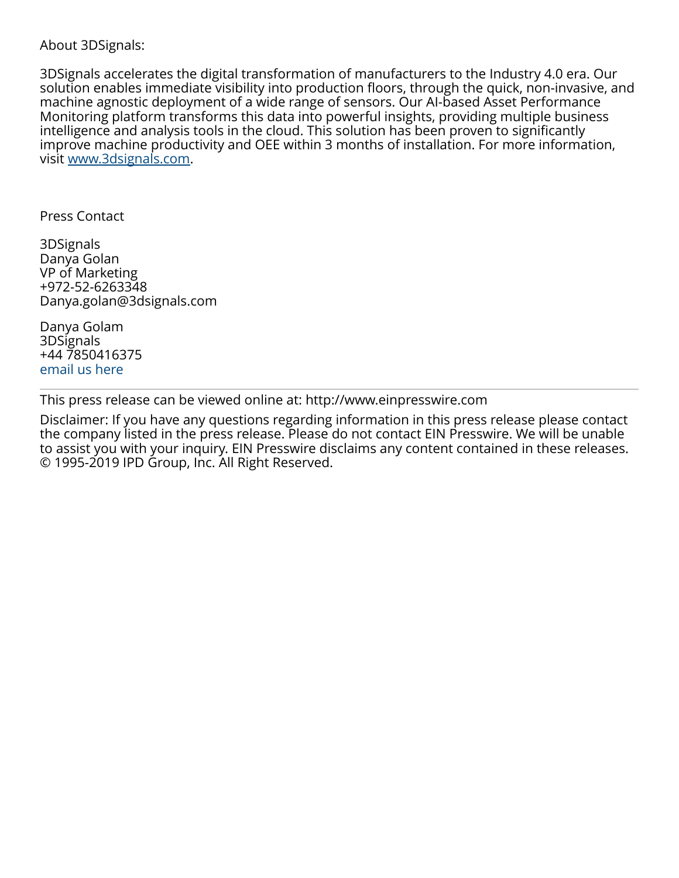About 3DSignals:

3DSignals accelerates the digital transformation of manufacturers to the Industry 4.0 era. Our solution enables immediate visibility into production floors, through the quick, non-invasive, and machine agnostic deployment of a wide range of sensors. Our AI-based Asset Performance Monitoring platform transforms this data into powerful insights, providing multiple business intelligence and analysis tools in the cloud. This solution has been proven to significantly improve machine productivity and OEE within 3 months of installation. For more information, visit [www.3dsignals.com](http://www.3dsignals.com).

Press Contact

3DSignals
Danya Golan
VP of Marketing
+972-52-6263348
Danya.golan@3dsignals.com

Danya Golam
3DSignals
+44 7850416375
email us here

---

This press release can be viewed online at: http://www.einpresswire.com

Disclaimer: If you have any questions regarding information in this press release please contact the company listed in the press release. Please do not contact EIN Presswire. We will be unable to assist you with your inquiry. EIN Presswire disclaims any content contained in these releases. © 1995-2019 IPD Group, Inc. All Right Reserved.